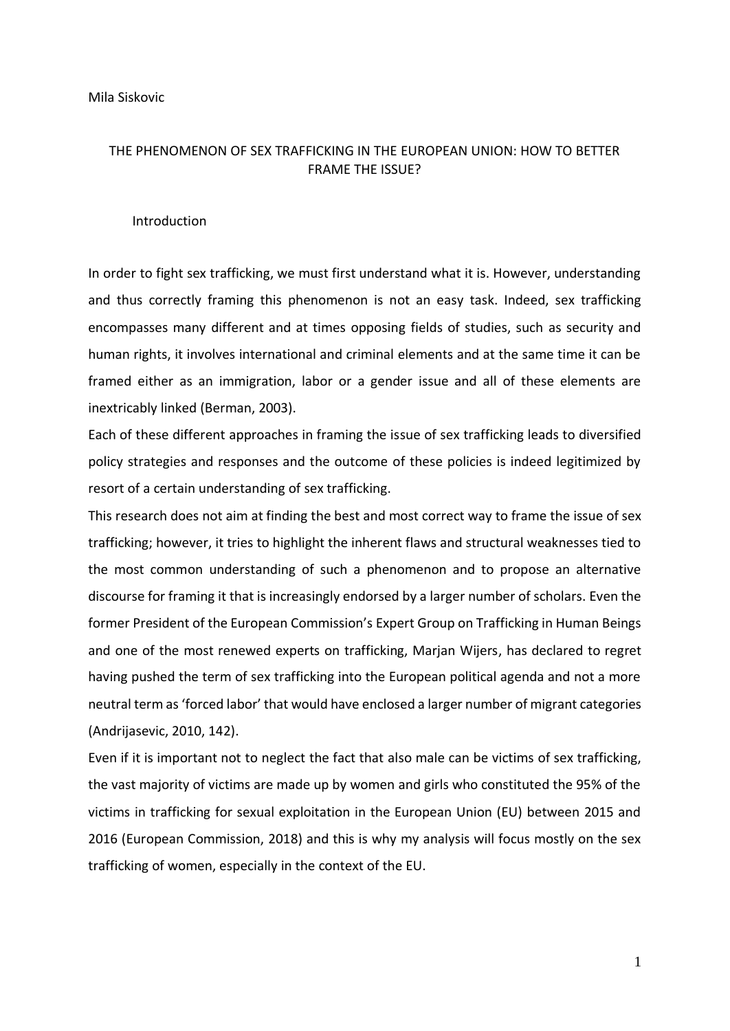Mila Siskovic

# THE PHENOMENON OF SEX TRAFFICKING IN THE EUROPEAN UNION: HOW TO BETTER FRAME THE ISSUE?

## Introduction

In order to fight sex trafficking, we must first understand what it is. However, understanding and thus correctly framing this phenomenon is not an easy task. Indeed, sex trafficking encompasses many different and at times opposing fields of studies, such as security and human rights, it involves international and criminal elements and at the same time it can be framed either as an immigration, labor or a gender issue and all of these elements are inextricably linked (Berman, 2003).

Each of these different approaches in framing the issue of sex trafficking leads to diversified policy strategies and responses and the outcome of these policies is indeed legitimized by resort of a certain understanding of sex trafficking.

This research does not aim at finding the best and most correct way to frame the issue of sex trafficking; however, it tries to highlight the inherent flaws and structural weaknesses tied to the most common understanding of such a phenomenon and to propose an alternative discourse for framing it that is increasingly endorsed by a larger number of scholars. Even the former President of the European Commission's Expert Group on Trafficking in Human Beings and one of the most renewed experts on trafficking, Marjan Wijers, has declared to regret having pushed the term of sex trafficking into the European political agenda and not a more neutral term as 'forced labor' that would have enclosed a larger number of migrant categories (Andrijasevic, 2010, 142).

Even if it is important not to neglect the fact that also male can be victims of sex trafficking, the vast majority of victims are made up by women and girls who constituted the 95% of the victims in trafficking for sexual exploitation in the European Union (EU) between 2015 and 2016 (European Commission, 2018) and this is why my analysis will focus mostly on the sex trafficking of women, especially in the context of the EU.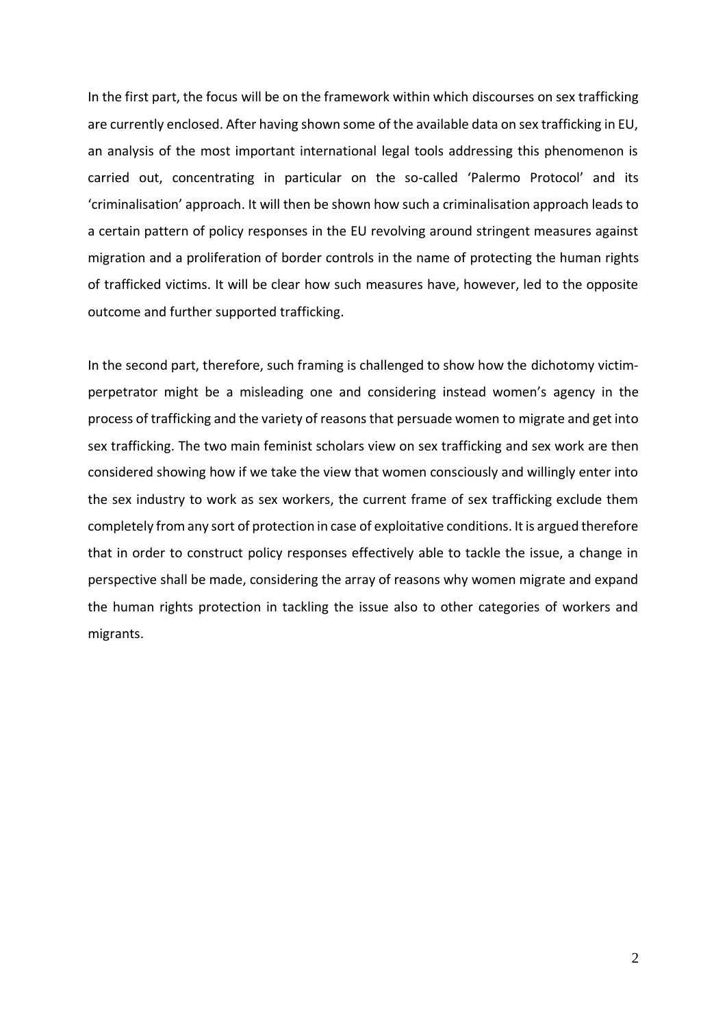In the first part, the focus will be on the framework within which discourses on sex trafficking are currently enclosed. After having shown some of the available data on sex trafficking in EU, an analysis of the most important international legal tools addressing this phenomenon is carried out, concentrating in particular on the so-called 'Palermo Protocol' and its 'criminalisation' approach. It will then be shown how such a criminalisation approach leads to a certain pattern of policy responses in the EU revolving around stringent measures against migration and a proliferation of border controls in the name of protecting the human rights of trafficked victims. It will be clear how such measures have, however, led to the opposite outcome and further supported trafficking.

In the second part, therefore, such framing is challenged to show how the dichotomy victim-perpetrator might be a misleading one and considering instead women's agency in the process of trafficking and the variety of reasons that persuade women to migrate and get into sex trafficking. The two main feminist scholars view on sex trafficking and sex work are then considered showing how if we take the view that women consciously and willingly enter into the sex industry to work as sex workers, the current frame of sex trafficking exclude them completely from any sort of protection in case of exploitative conditions. It is argued therefore that in order to construct policy responses effectively able to tackle the issue, a change in perspective shall be made, considering the array of reasons why women migrate and expand the human rights protection in tackling the issue also to other categories of workers and migrants.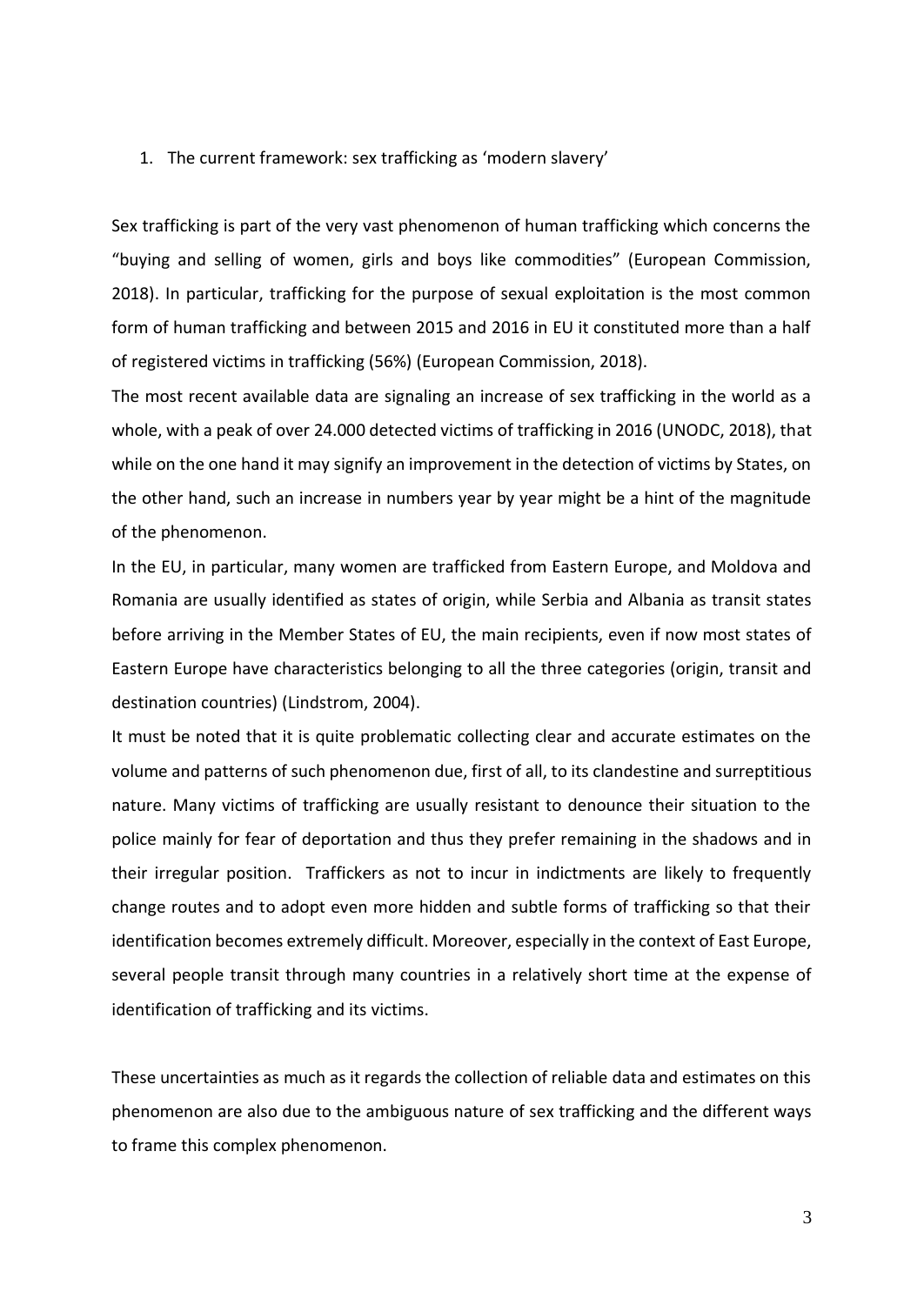## 1. The current framework: sex trafficking as 'modern slavery'

Sex trafficking is part of the very vast phenomenon of human trafficking which concerns the "buying and selling of women, girls and boys like commodities" (European Commission, 2018). In particular, trafficking for the purpose of sexual exploitation is the most common form of human trafficking and between 2015 and 2016 in EU it constituted more than a half of registered victims in trafficking (56%) (European Commission, 2018).

The most recent available data are signaling an increase of sex trafficking in the world as a whole, with a peak of over 24.000 detected victims of trafficking in 2016 (UNODC, 2018), that while on the one hand it may signify an improvement in the detection of victims by States, on the other hand, such an increase in numbers year by year might be a hint of the magnitude of the phenomenon.

In the EU, in particular, many women are trafficked from Eastern Europe, and Moldova and Romania are usually identified as states of origin, while Serbia and Albania as transit states before arriving in the Member States of EU, the main recipients, even if now most states of Eastern Europe have characteristics belonging to all the three categories (origin, transit and destination countries) (Lindstrom, 2004).

It must be noted that it is quite problematic collecting clear and accurate estimates on the volume and patterns of such phenomenon due, first of all, to its clandestine and surreptitious nature. Many victims of trafficking are usually resistant to denounce their situation to the police mainly for fear of deportation and thus they prefer remaining in the shadows and in their irregular position. Traffickers as not to incur in indictments are likely to frequently change routes and to adopt even more hidden and subtle forms of trafficking so that their identification becomes extremely difficult. Moreover, especially in the context of East Europe, several people transit through many countries in a relatively short time at the expense of identification of trafficking and its victims.

These uncertainties as much as it regards the collection of reliable data and estimates on this phenomenon are also due to the ambiguous nature of sex trafficking and the different ways to frame this complex phenomenon.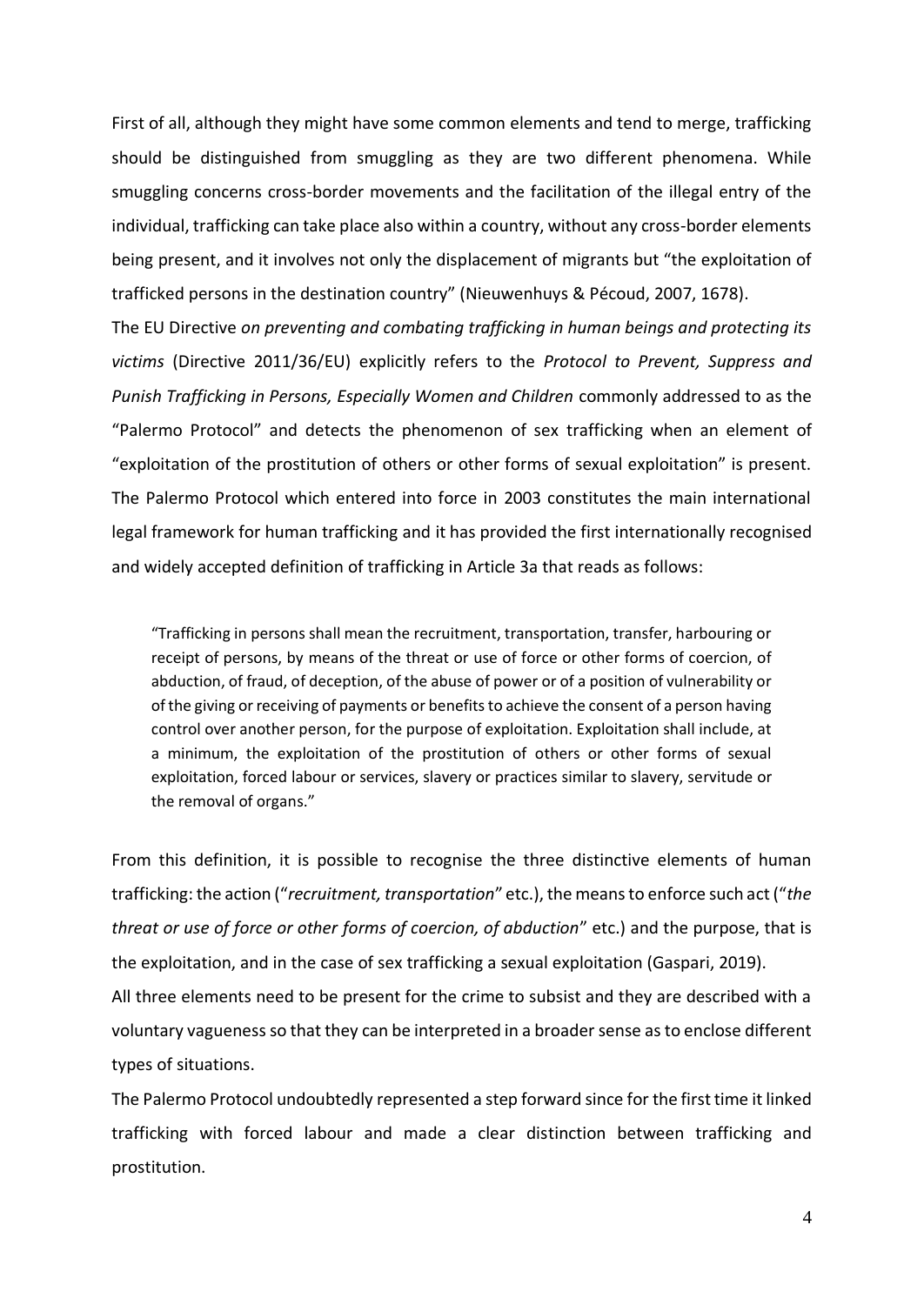First of all, although they might have some common elements and tend to merge, trafficking should be distinguished from smuggling as they are two different phenomena. While smuggling concerns cross-border movements and the facilitation of the illegal entry of the individual, trafficking can take place also within a country, without any cross-border elements being present, and it involves not only the displacement of migrants but "the exploitation of trafficked persons in the destination country" (Nieuwenhuys & Pécoud, 2007, 1678).

The EU Directive *on preventing and combating trafficking in human beings and protecting its victims* (Directive 2011/36/EU) explicitly refers to the *Protocol to Prevent, Suppress and Punish Trafficking in Persons, Especially Women and Children* commonly addressed to as the "Palermo Protocol" and detects the phenomenon of sex trafficking when an element of "exploitation of the prostitution of others or other forms of sexual exploitation" is present. The Palermo Protocol which entered into force in 2003 constitutes the main international legal framework for human trafficking and it has provided the first internationally recognised and widely accepted definition of trafficking in Article 3a that reads as follows:

> "Trafficking in persons shall mean the recruitment, transportation, transfer, harbouring or receipt of persons, by means of the threat or use of force or other forms of coercion, of abduction, of fraud, of deception, of the abuse of power or of a position of vulnerability or of the giving or receiving of payments or benefits to achieve the consent of a person having control over another person, for the purpose of exploitation. Exploitation shall include, at a minimum, the exploitation of the prostitution of others or other forms of sexual exploitation, forced labour or services, slavery or practices similar to slavery, servitude or the removal of organs."

From this definition, it is possible to recognise the three distinctive elements of human trafficking: the action ("*recruitment, transportation*" etc.), the means to enforce such act ("*the threat or use of force or other forms of coercion, of abduction*" etc.) and the purpose, that is the exploitation, and in the case of sex trafficking a sexual exploitation (Gaspari, 2019).

All three elements need to be present for the crime to subsist and they are described with a voluntary vagueness so that they can be interpreted in a broader sense as to enclose different types of situations.

The Palermo Protocol undoubtedly represented a step forward since for the first time it linked trafficking with forced labour and made a clear distinction between trafficking and prostitution.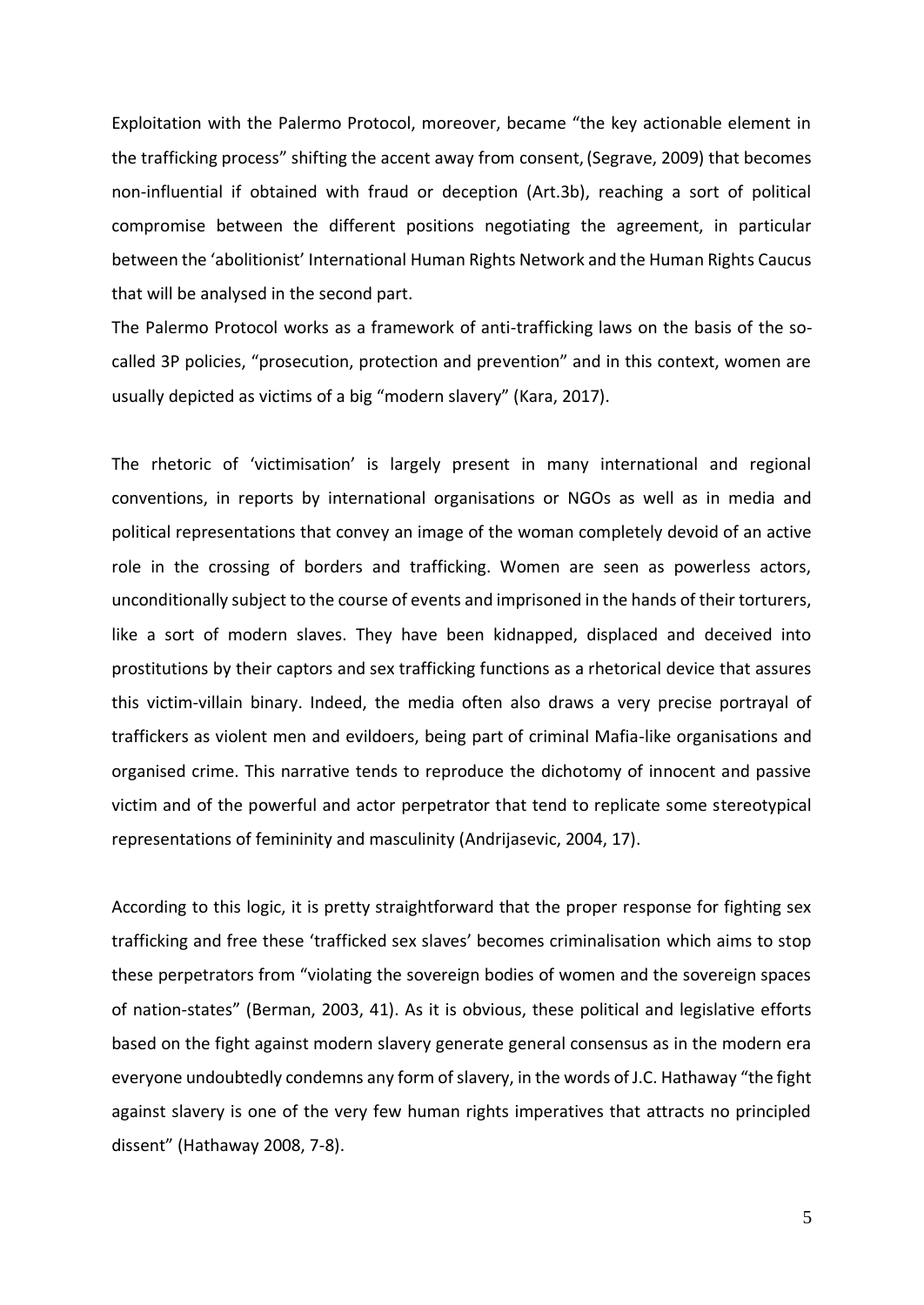Exploitation with the Palermo Protocol, moreover, became "the key actionable element in the trafficking process" shifting the accent away from consent, (Segrave, 2009) that becomes non-influential if obtained with fraud or deception (Art.3b), reaching a sort of political compromise between the different positions negotiating the agreement, in particular between the 'abolitionist' International Human Rights Network and the Human Rights Caucus that will be analysed in the second part.

The Palermo Protocol works as a framework of anti-trafficking laws on the basis of the so-called 3P policies, "prosecution, protection and prevention" and in this context, women are usually depicted as victims of a big "modern slavery" (Kara, 2017).

The rhetoric of 'victimisation' is largely present in many international and regional conventions, in reports by international organisations or NGOs as well as in media and political representations that convey an image of the woman completely devoid of an active role in the crossing of borders and trafficking. Women are seen as powerless actors, unconditionally subject to the course of events and imprisoned in the hands of their torturers, like a sort of modern slaves. They have been kidnapped, displaced and deceived into prostitutions by their captors and sex trafficking functions as a rhetorical device that assures this victim-villain binary. Indeed, the media often also draws a very precise portrayal of traffickers as violent men and evildoers, being part of criminal Mafia-like organisations and organised crime. This narrative tends to reproduce the dichotomy of innocent and passive victim and of the powerful and actor perpetrator that tend to replicate some stereotypical representations of femininity and masculinity (Andrijasevic, 2004, 17).

According to this logic, it is pretty straightforward that the proper response for fighting sex trafficking and free these 'trafficked sex slaves' becomes criminalisation which aims to stop these perpetrators from "violating the sovereign bodies of women and the sovereign spaces of nation-states" (Berman, 2003, 41). As it is obvious, these political and legislative efforts based on the fight against modern slavery generate general consensus as in the modern era everyone undoubtedly condemns any form of slavery, in the words of J.C. Hathaway "the fight against slavery is one of the very few human rights imperatives that attracts no principled dissent" (Hathaway 2008, 7-8).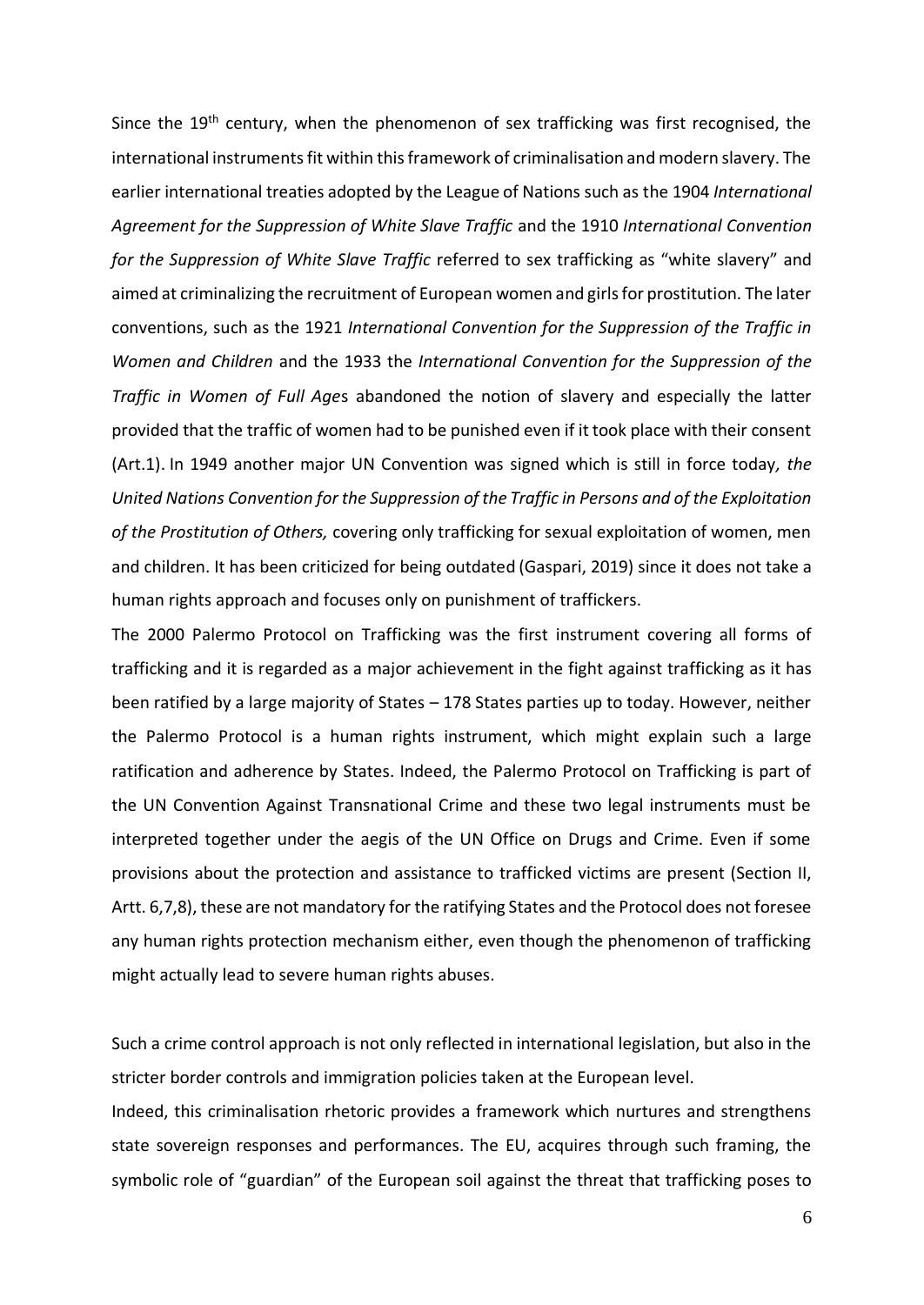Since the 19th century, when the phenomenon of sex trafficking was first recognised, the international instruments fit within this framework of criminalisation and modern slavery. The earlier international treaties adopted by the League of Nations such as the 1904 *International Agreement for the Suppression of White Slave Traffic* and the 1910 *International Convention for the Suppression of White Slave Traffic* referred to sex trafficking as "white slavery" and aimed at criminalizing the recruitment of European women and girls for prostitution. The later conventions, such as the 1921 *International Convention for the Suppression of the Traffic in Women and Children* and the 1933 the *International Convention for the Suppression of the Traffic in Women of Full Age*s abandoned the notion of slavery and especially the latter provided that the traffic of women had to be punished even if it took place with their consent (Art.1). In 1949 another major UN Convention was signed which is still in force today*, the United Nations Convention for the Suppression of the Traffic in Persons and of the Exploitation of the Prostitution of Others,* covering only trafficking for sexual exploitation of women, men and children. It has been criticized for being outdated (Gaspari, 2019) since it does not take a human rights approach and focuses only on punishment of traffickers.

The 2000 Palermo Protocol on Trafficking was the first instrument covering all forms of trafficking and it is regarded as a major achievement in the fight against trafficking as it has been ratified by a large majority of States – 178 States parties up to today. However, neither the Palermo Protocol is a human rights instrument, which might explain such a large ratification and adherence by States. Indeed, the Palermo Protocol on Trafficking is part of the UN Convention Against Transnational Crime and these two legal instruments must be interpreted together under the aegis of the UN Office on Drugs and Crime. Even if some provisions about the protection and assistance to trafficked victims are present (Section II, Artt. 6,7,8), these are not mandatory for the ratifying States and the Protocol does not foresee any human rights protection mechanism either, even though the phenomenon of trafficking might actually lead to severe human rights abuses.

Such a crime control approach is not only reflected in international legislation, but also in the stricter border controls and immigration policies taken at the European level.

Indeed, this criminalisation rhetoric provides a framework which nurtures and strengthens state sovereign responses and performances. The EU, acquires through such framing, the symbolic role of "guardian" of the European soil against the threat that trafficking poses to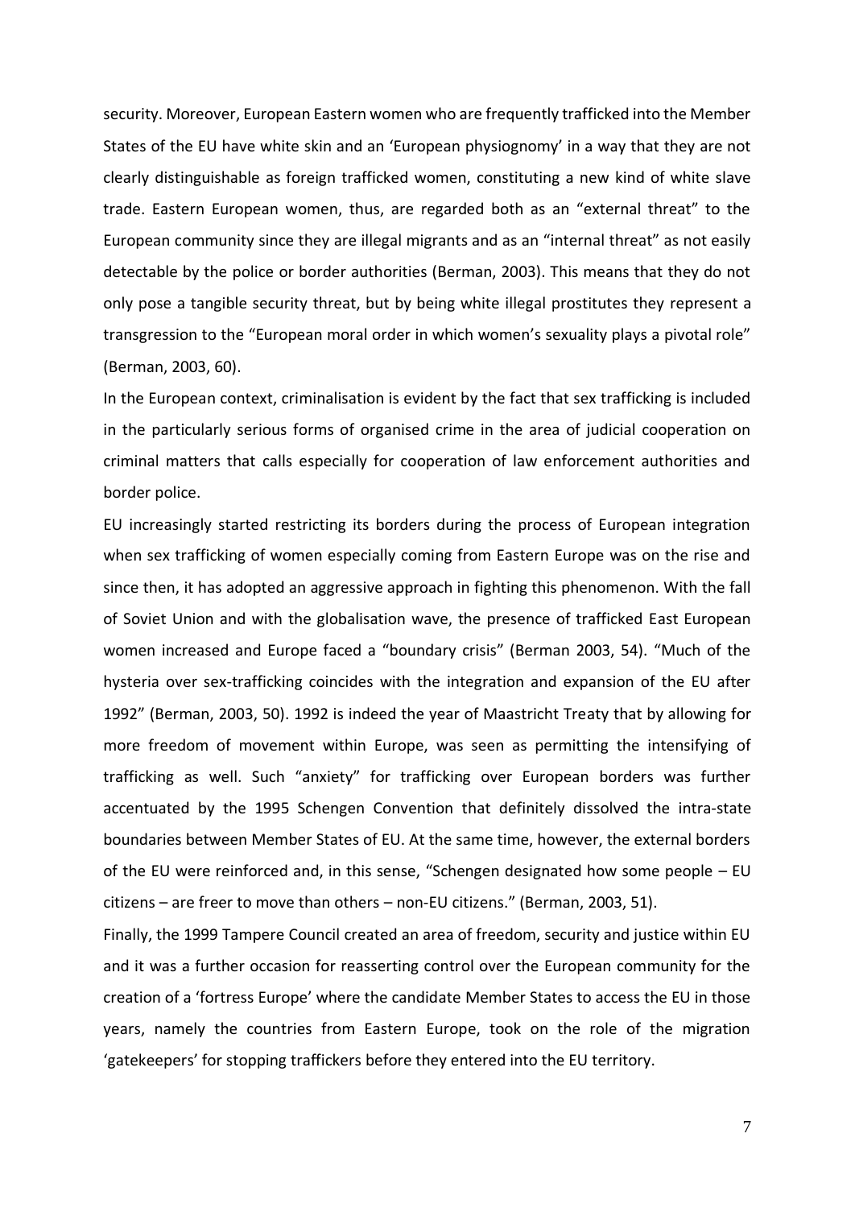security. Moreover, European Eastern women who are frequently trafficked into the Member States of the EU have white skin and an 'European physiognomy' in a way that they are not clearly distinguishable as foreign trafficked women, constituting a new kind of white slave trade. Eastern European women, thus, are regarded both as an "external threat" to the European community since they are illegal migrants and as an "internal threat" as not easily detectable by the police or border authorities (Berman, 2003). This means that they do not only pose a tangible security threat, but by being white illegal prostitutes they represent a transgression to the "European moral order in which women's sexuality plays a pivotal role" (Berman, 2003, 60).

In the European context, criminalisation is evident by the fact that sex trafficking is included in the particularly serious forms of organised crime in the area of judicial cooperation on criminal matters that calls especially for cooperation of law enforcement authorities and border police.

EU increasingly started restricting its borders during the process of European integration when sex trafficking of women especially coming from Eastern Europe was on the rise and since then, it has adopted an aggressive approach in fighting this phenomenon. With the fall of Soviet Union and with the globalisation wave, the presence of trafficked East European women increased and Europe faced a "boundary crisis" (Berman 2003, 54). "Much of the hysteria over sex-trafficking coincides with the integration and expansion of the EU after 1992" (Berman, 2003, 50). 1992 is indeed the year of Maastricht Treaty that by allowing for more freedom of movement within Europe, was seen as permitting the intensifying of trafficking as well. Such "anxiety" for trafficking over European borders was further accentuated by the 1995 Schengen Convention that definitely dissolved the intra-state boundaries between Member States of EU. At the same time, however, the external borders of the EU were reinforced and, in this sense, "Schengen designated how some people – EU citizens – are freer to move than others – non-EU citizens." (Berman, 2003, 51).

Finally, the 1999 Tampere Council created an area of freedom, security and justice within EU and it was a further occasion for reasserting control over the European community for the creation of a 'fortress Europe' where the candidate Member States to access the EU in those years, namely the countries from Eastern Europe, took on the role of the migration 'gatekeepers' for stopping traffickers before they entered into the EU territory.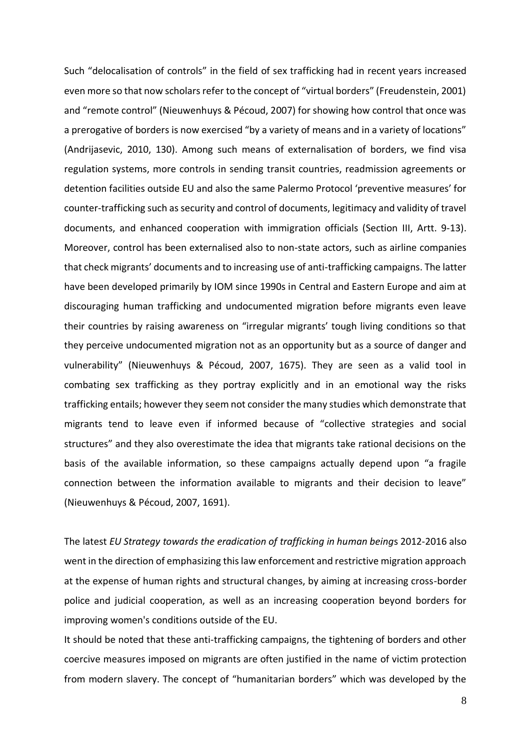Such “delocalisation of controls” in the field of sex trafficking had in recent years increased even more so that now scholars refer to the concept of “virtual borders” (Freudenstein, 2001) and “remote control” (Nieuwenhuys & Pécoud, 2007) for showing how control that once was a prerogative of borders is now exercised “by a variety of means and in a variety of locations” (Andrijasevic, 2010, 130). Among such means of externalisation of borders, we find visa regulation systems, more controls in sending transit countries, readmission agreements or detention facilities outside EU and also the same Palermo Protocol ‘preventive measures’ for counter-trafficking such as security and control of documents, legitimacy and validity of travel documents, and enhanced cooperation with immigration officials (Section III, Artt. 9-13). Moreover, control has been externalised also to non-state actors, such as airline companies that check migrants’ documents and to increasing use of anti-trafficking campaigns. The latter have been developed primarily by IOM since 1990s in Central and Eastern Europe and aim at discouraging human trafficking and undocumented migration before migrants even leave their countries by raising awareness on “irregular migrants’ tough living conditions so that they perceive undocumented migration not as an opportunity but as a source of danger and vulnerability” (Nieuwenhuys & Pécoud, 2007, 1675). They are seen as a valid tool in combating sex trafficking as they portray explicitly and in an emotional way the risks trafficking entails; however they seem not consider the many studies which demonstrate that migrants tend to leave even if informed because of “collective strategies and social structures” and they also overestimate the idea that migrants take rational decisions on the basis of the available information, so these campaigns actually depend upon “a fragile connection between the information available to migrants and their decision to leave” (Nieuwenhuys & Pécoud, 2007, 1691).

The latest *EU Strategy towards the eradication of trafficking in human being*s 2012-2016 also went in the direction of emphasizing this law enforcement and restrictive migration approach at the expense of human rights and structural changes, by aiming at increasing cross-border police and judicial cooperation, as well as an increasing cooperation beyond borders for improving women's conditions outside of the EU.

It should be noted that these anti-trafficking campaigns, the tightening of borders and other coercive measures imposed on migrants are often justified in the name of victim protection from modern slavery. The concept of “humanitarian borders” which was developed by the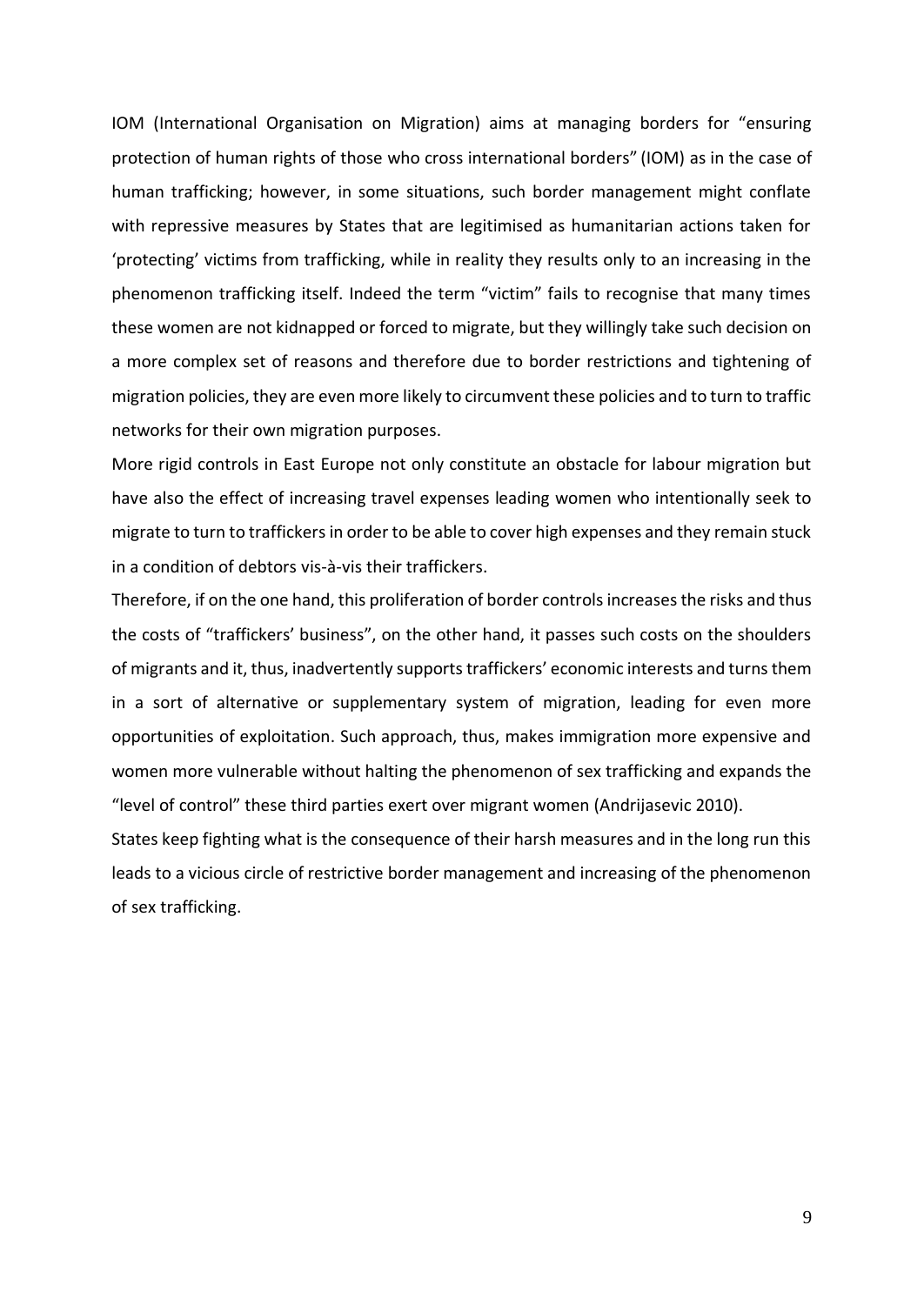IOM (International Organisation on Migration) aims at managing borders for "ensuring protection of human rights of those who cross international borders" (IOM) as in the case of human trafficking; however, in some situations, such border management might conflate with repressive measures by States that are legitimised as humanitarian actions taken for 'protecting' victims from trafficking, while in reality they results only to an increasing in the phenomenon trafficking itself. Indeed the term "victim" fails to recognise that many times these women are not kidnapped or forced to migrate, but they willingly take such decision on a more complex set of reasons and therefore due to border restrictions and tightening of migration policies, they are even more likely to circumvent these policies and to turn to traffic networks for their own migration purposes.

More rigid controls in East Europe not only constitute an obstacle for labour migration but have also the effect of increasing travel expenses leading women who intentionally seek to migrate to turn to traffickers in order to be able to cover high expenses and they remain stuck in a condition of debtors vis-à-vis their traffickers.

Therefore, if on the one hand, this proliferation of border controls increases the risks and thus the costs of "traffickers' business", on the other hand, it passes such costs on the shoulders of migrants and it, thus, inadvertently supports traffickers' economic interests and turns them in a sort of alternative or supplementary system of migration, leading for even more opportunities of exploitation. Such approach, thus, makes immigration more expensive and women more vulnerable without halting the phenomenon of sex trafficking and expands the "level of control" these third parties exert over migrant women (Andrijasevic 2010).

States keep fighting what is the consequence of their harsh measures and in the long run this leads to a vicious circle of restrictive border management and increasing of the phenomenon of sex trafficking.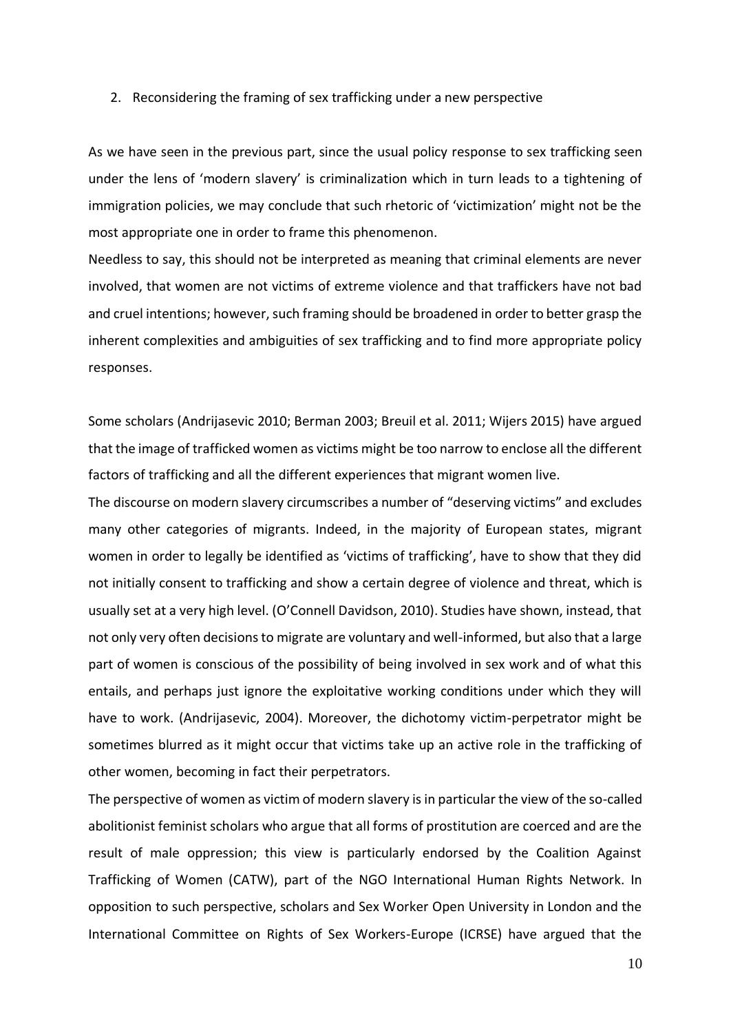## 2. Reconsidering the framing of sex trafficking under a new perspective

As we have seen in the previous part, since the usual policy response to sex trafficking seen under the lens of 'modern slavery' is criminalization which in turn leads to a tightening of immigration policies, we may conclude that such rhetoric of 'victimization' might not be the most appropriate one in order to frame this phenomenon.

Needless to say, this should not be interpreted as meaning that criminal elements are never involved, that women are not victims of extreme violence and that traffickers have not bad and cruel intentions; however, such framing should be broadened in order to better grasp the inherent complexities and ambiguities of sex trafficking and to find more appropriate policy responses.

Some scholars (Andrijasevic 2010; Berman 2003; Breuil et al. 2011; Wijers 2015) have argued that the image of trafficked women as victims might be too narrow to enclose all the different factors of trafficking and all the different experiences that migrant women live.

The discourse on modern slavery circumscribes a number of "deserving victims" and excludes many other categories of migrants. Indeed, in the majority of European states, migrant women in order to legally be identified as 'victims of trafficking', have to show that they did not initially consent to trafficking and show a certain degree of violence and threat, which is usually set at a very high level. (O'Connell Davidson, 2010). Studies have shown, instead, that not only very often decisions to migrate are voluntary and well-informed, but also that a large part of women is conscious of the possibility of being involved in sex work and of what this entails, and perhaps just ignore the exploitative working conditions under which they will have to work. (Andrijasevic, 2004). Moreover, the dichotomy victim-perpetrator might be sometimes blurred as it might occur that victims take up an active role in the trafficking of other women, becoming in fact their perpetrators.

The perspective of women as victim of modern slavery is in particular the view of the so-called abolitionist feminist scholars who argue that all forms of prostitution are coerced and are the result of male oppression; this view is particularly endorsed by the Coalition Against Trafficking of Women (CATW), part of the NGO International Human Rights Network. In opposition to such perspective, scholars and Sex Worker Open University in London and the International Committee on Rights of Sex Workers-Europe (ICRSE) have argued that the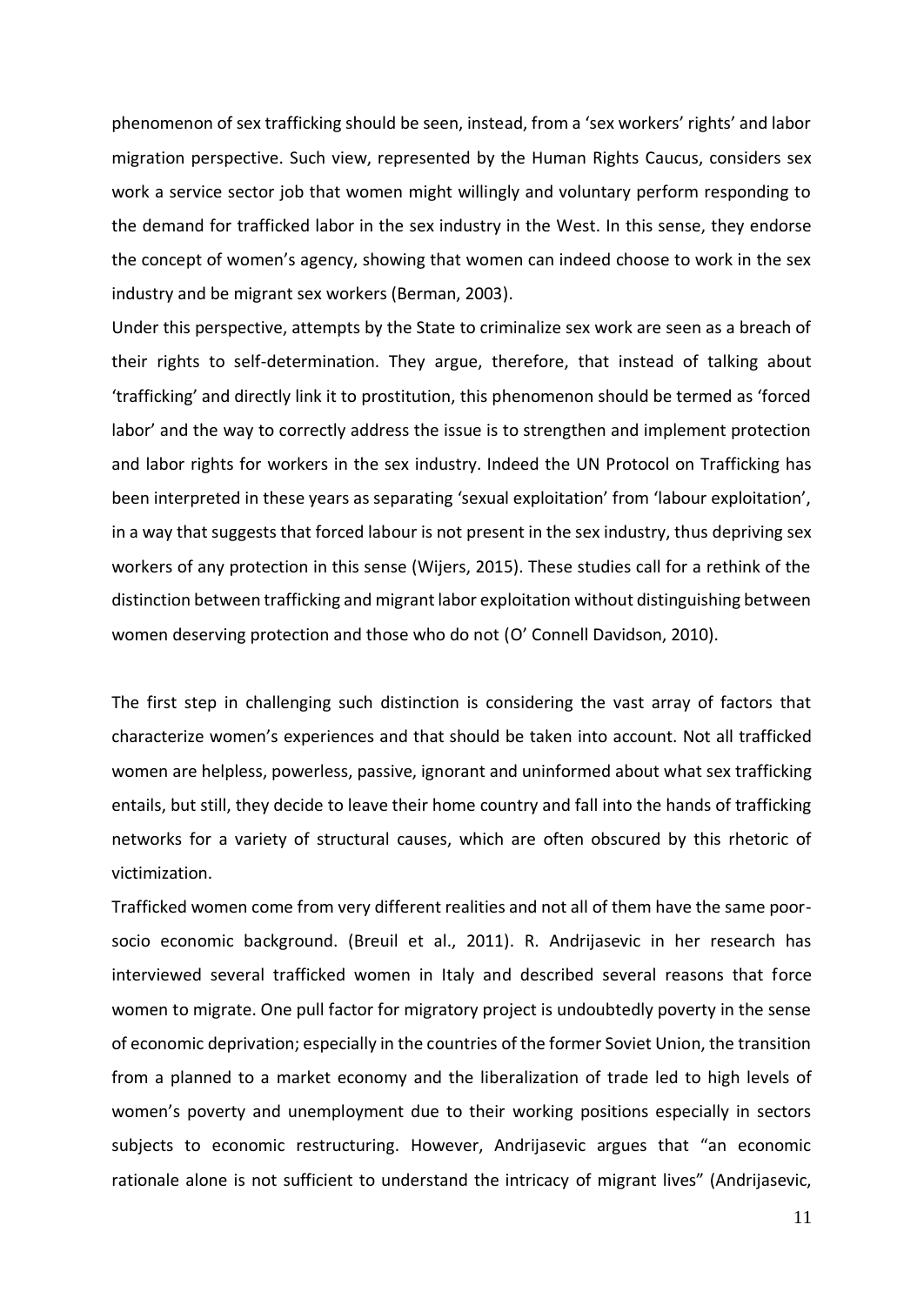phenomenon of sex trafficking should be seen, instead, from a 'sex workers' rights' and labor migration perspective. Such view, represented by the Human Rights Caucus, considers sex work a service sector job that women might willingly and voluntary perform responding to the demand for trafficked labor in the sex industry in the West. In this sense, they endorse the concept of women's agency, showing that women can indeed choose to work in the sex industry and be migrant sex workers (Berman, 2003).

Under this perspective, attempts by the State to criminalize sex work are seen as a breach of their rights to self-determination. They argue, therefore, that instead of talking about 'trafficking' and directly link it to prostitution, this phenomenon should be termed as 'forced labor' and the way to correctly address the issue is to strengthen and implement protection and labor rights for workers in the sex industry. Indeed the UN Protocol on Trafficking has been interpreted in these years as separating 'sexual exploitation' from 'labour exploitation', in a way that suggests that forced labour is not present in the sex industry, thus depriving sex workers of any protection in this sense (Wijers, 2015). These studies call for a rethink of the distinction between trafficking and migrant labor exploitation without distinguishing between women deserving protection and those who do not (O' Connell Davidson, 2010).

The first step in challenging such distinction is considering the vast array of factors that characterize women's experiences and that should be taken into account. Not all trafficked women are helpless, powerless, passive, ignorant and uninformed about what sex trafficking entails, but still, they decide to leave their home country and fall into the hands of trafficking networks for a variety of structural causes, which are often obscured by this rhetoric of victimization.

Trafficked women come from very different realities and not all of them have the same poor-socio economic background. (Breuil et al., 2011). R. Andrijasevic in her research has interviewed several trafficked women in Italy and described several reasons that force women to migrate. One pull factor for migratory project is undoubtedly poverty in the sense of economic deprivation; especially in the countries of the former Soviet Union, the transition from a planned to a market economy and the liberalization of trade led to high levels of women's poverty and unemployment due to their working positions especially in sectors subjects to economic restructuring. However, Andrijasevic argues that "an economic rationale alone is not sufficient to understand the intricacy of migrant lives" (Andrijasevic,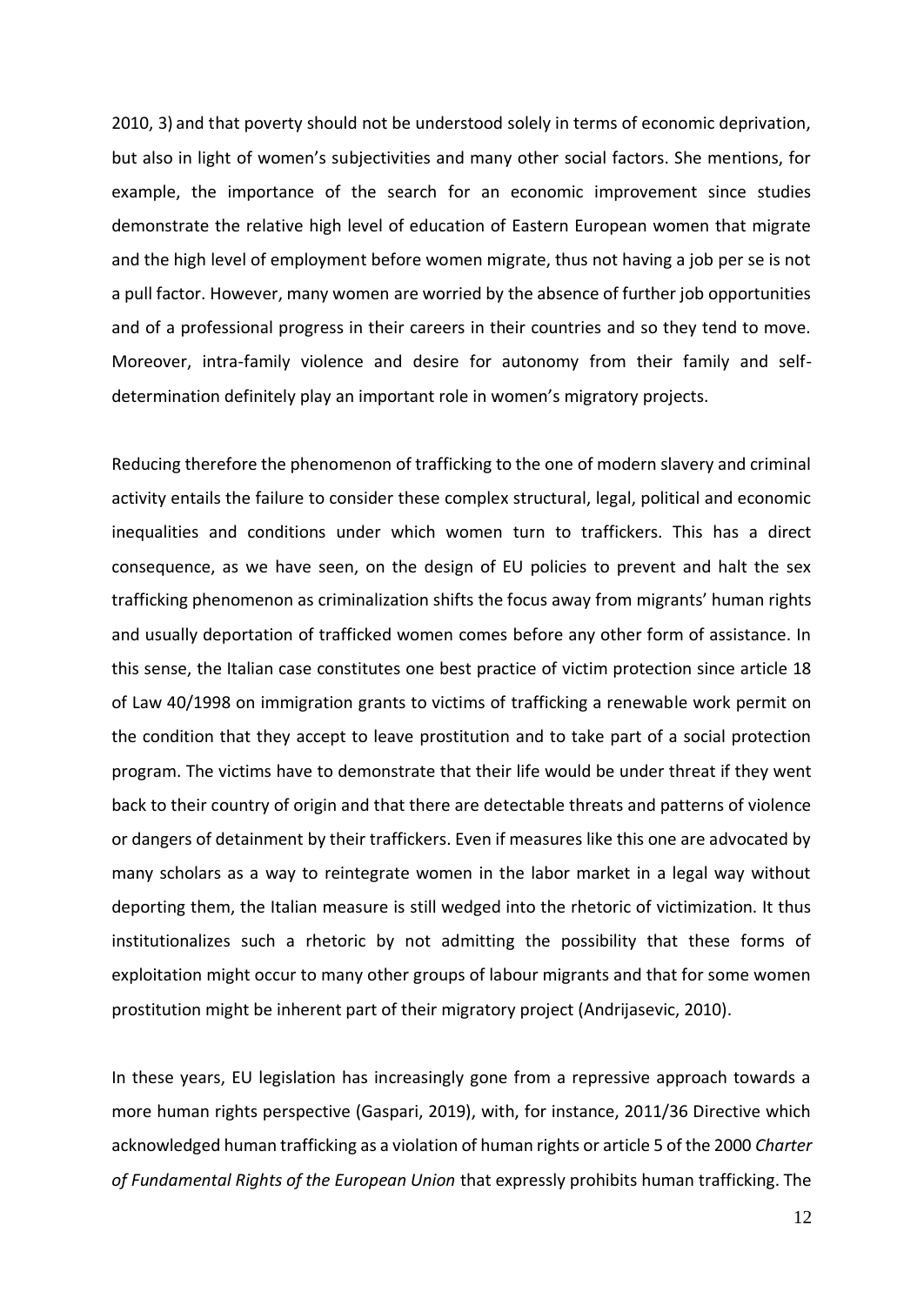2010, 3) and that poverty should not be understood solely in terms of economic deprivation, but also in light of women's subjectivities and many other social factors. She mentions, for example, the importance of the search for an economic improvement since studies demonstrate the relative high level of education of Eastern European women that migrate and the high level of employment before women migrate, thus not having a job per se is not a pull factor. However, many women are worried by the absence of further job opportunities and of a professional progress in their careers in their countries and so they tend to move. Moreover, intra-family violence and desire for autonomy from their family and self-determination definitely play an important role in women's migratory projects.

Reducing therefore the phenomenon of trafficking to the one of modern slavery and criminal activity entails the failure to consider these complex structural, legal, political and economic inequalities and conditions under which women turn to traffickers. This has a direct consequence, as we have seen, on the design of EU policies to prevent and halt the sex trafficking phenomenon as criminalization shifts the focus away from migrants' human rights and usually deportation of trafficked women comes before any other form of assistance. In this sense, the Italian case constitutes one best practice of victim protection since article 18 of Law 40/1998 on immigration grants to victims of trafficking a renewable work permit on the condition that they accept to leave prostitution and to take part of a social protection program. The victims have to demonstrate that their life would be under threat if they went back to their country of origin and that there are detectable threats and patterns of violence or dangers of detainment by their traffickers. Even if measures like this one are advocated by many scholars as a way to reintegrate women in the labor market in a legal way without deporting them, the Italian measure is still wedged into the rhetoric of victimization. It thus institutionalizes such a rhetoric by not admitting the possibility that these forms of exploitation might occur to many other groups of labour migrants and that for some women prostitution might be inherent part of their migratory project (Andrijasevic, 2010).

In these years, EU legislation has increasingly gone from a repressive approach towards a more human rights perspective (Gaspari, 2019), with, for instance, 2011/36 Directive which acknowledged human trafficking as a violation of human rights or article 5 of the 2000 *Charter of Fundamental Rights of the European Union* that expressly prohibits human trafficking. The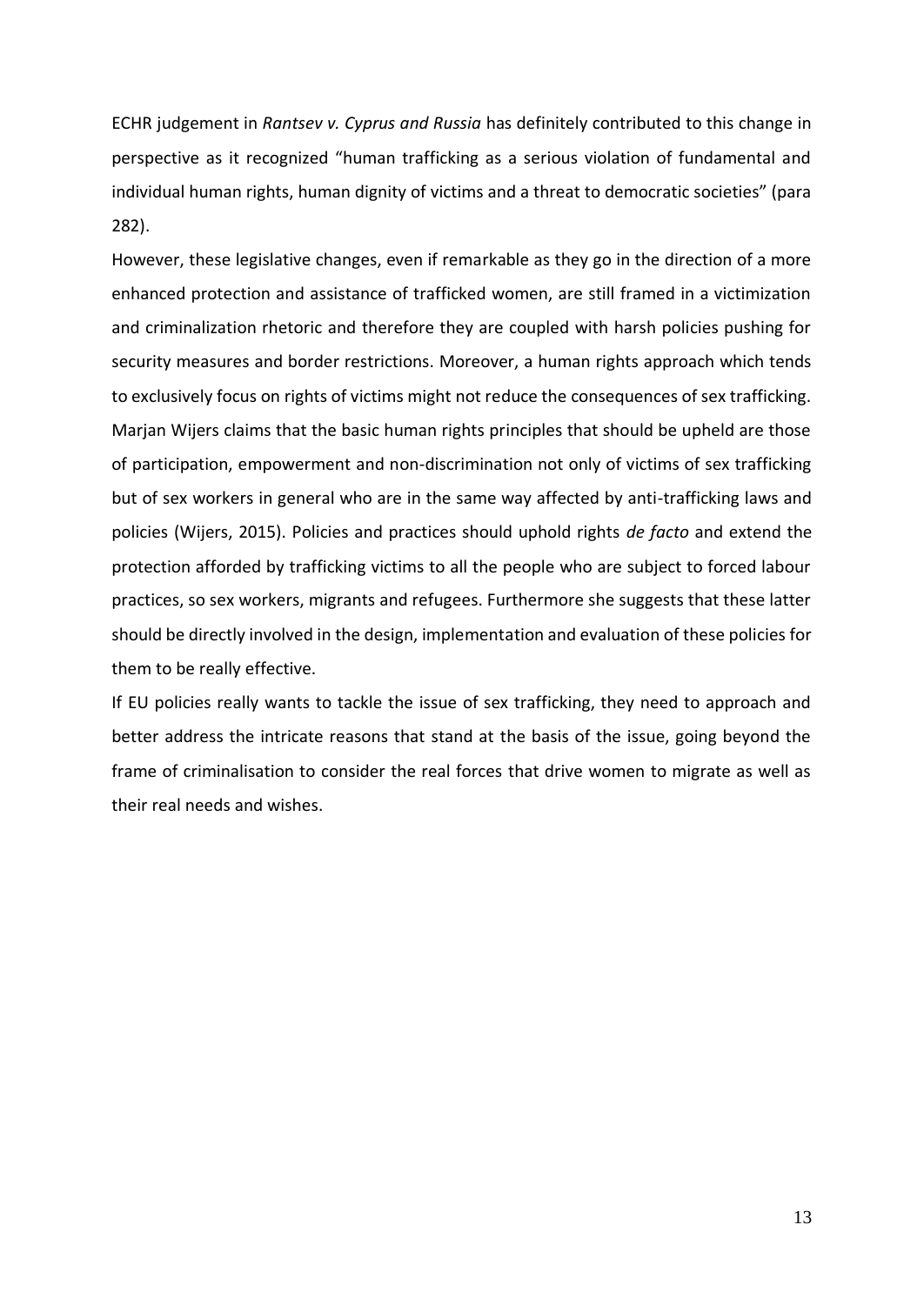ECHR judgement in *Rantsev v. Cyprus and Russia* has definitely contributed to this change in perspective as it recognized "human trafficking as a serious violation of fundamental and individual human rights, human dignity of victims and a threat to democratic societies" (para 282).

However, these legislative changes, even if remarkable as they go in the direction of a more enhanced protection and assistance of trafficked women, are still framed in a victimization and criminalization rhetoric and therefore they are coupled with harsh policies pushing for security measures and border restrictions. Moreover, a human rights approach which tends to exclusively focus on rights of victims might not reduce the consequences of sex trafficking. Marjan Wijers claims that the basic human rights principles that should be upheld are those of participation, empowerment and non-discrimination not only of victims of sex trafficking but of sex workers in general who are in the same way affected by anti-trafficking laws and policies (Wijers, 2015). Policies and practices should uphold rights *de facto* and extend the protection afforded by trafficking victims to all the people who are subject to forced labour practices, so sex workers, migrants and refugees. Furthermore she suggests that these latter should be directly involved in the design, implementation and evaluation of these policies for them to be really effective.

If EU policies really wants to tackle the issue of sex trafficking, they need to approach and better address the intricate reasons that stand at the basis of the issue, going beyond the frame of criminalisation to consider the real forces that drive women to migrate as well as their real needs and wishes.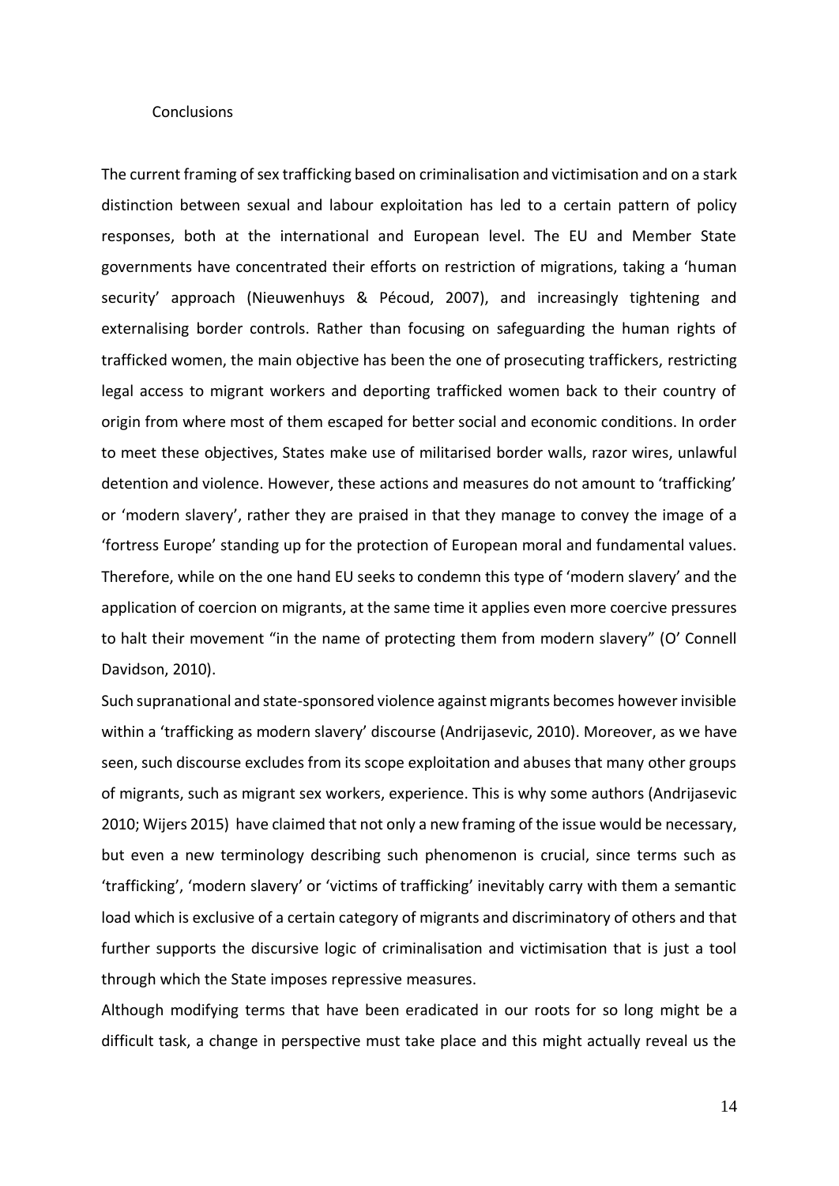## Conclusions

The current framing of sex trafficking based on criminalisation and victimisation and on a stark distinction between sexual and labour exploitation has led to a certain pattern of policy responses, both at the international and European level. The EU and Member State governments have concentrated their efforts on restriction of migrations, taking a 'human security' approach (Nieuwenhuys & Pécoud, 2007), and increasingly tightening and externalising border controls. Rather than focusing on safeguarding the human rights of trafficked women, the main objective has been the one of prosecuting traffickers, restricting legal access to migrant workers and deporting trafficked women back to their country of origin from where most of them escaped for better social and economic conditions. In order to meet these objectives, States make use of militarised border walls, razor wires, unlawful detention and violence. However, these actions and measures do not amount to 'trafficking' or 'modern slavery', rather they are praised in that they manage to convey the image of a 'fortress Europe' standing up for the protection of European moral and fundamental values. Therefore, while on the one hand EU seeks to condemn this type of 'modern slavery' and the application of coercion on migrants, at the same time it applies even more coercive pressures to halt their movement "in the name of protecting them from modern slavery" (O' Connell Davidson, 2010).

Such supranational and state-sponsored violence against migrants becomes however invisible within a 'trafficking as modern slavery' discourse (Andrijasevic, 2010). Moreover, as we have seen, such discourse excludes from its scope exploitation and abuses that many other groups of migrants, such as migrant sex workers, experience. This is why some authors (Andrijasevic 2010; Wijers 2015) have claimed that not only a new framing of the issue would be necessary, but even a new terminology describing such phenomenon is crucial, since terms such as 'trafficking', 'modern slavery' or 'victims of trafficking' inevitably carry with them a semantic load which is exclusive of a certain category of migrants and discriminatory of others and that further supports the discursive logic of criminalisation and victimisation that is just a tool through which the State imposes repressive measures.

Although modifying terms that have been eradicated in our roots for so long might be a difficult task, a change in perspective must take place and this might actually reveal us the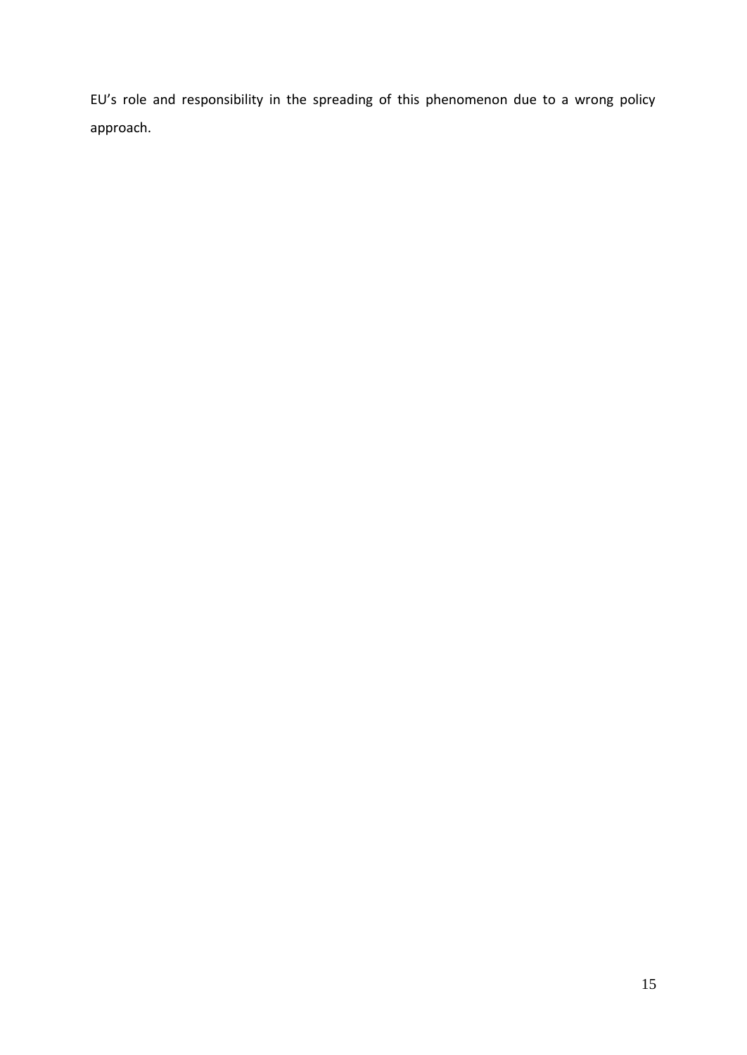EU's role and responsibility in the spreading of this phenomenon due to a wrong policy approach.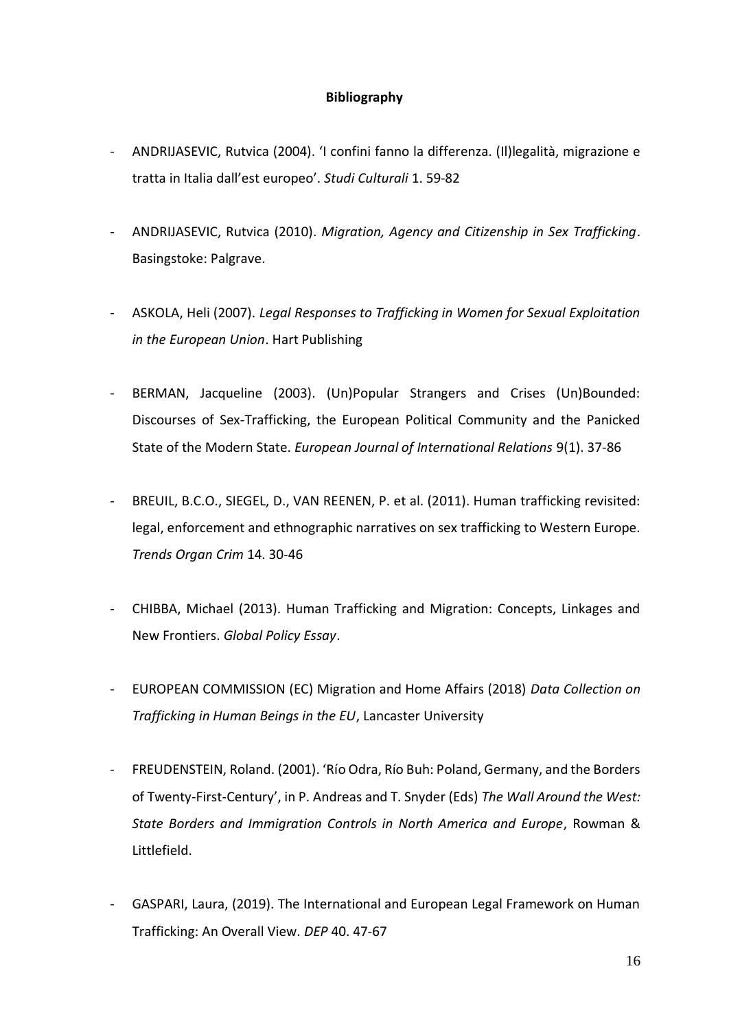**Bibliography**

- ANDRIJASEVIC, Rutvica (2004). 'I confini fanno la differenza. (Il)legalità, migrazione e tratta in Italia dall'est europeo'. *Studi Culturali* 1. 59-82

- ANDRIJASEVIC, Rutvica (2010). *Migration, Agency and Citizenship in Sex Trafficking*. Basingstoke: Palgrave.

- ASKOLA, Heli (2007). *Legal Responses to Trafficking in Women for Sexual Exploitation in the European Union*. Hart Publishing

- BERMAN, Jacqueline (2003). (Un)Popular Strangers and Crises (Un)Bounded: Discourses of Sex-Trafficking, the European Political Community and the Panicked State of the Modern State. *European Journal of International Relations* 9(1). 37-86

- BREUIL, B.C.O., SIEGEL, D., VAN REENEN, P. et al. (2011). Human trafficking revisited: legal, enforcement and ethnographic narratives on sex trafficking to Western Europe. *Trends Organ Crim* 14. 30-46

- CHIBBA, Michael (2013). Human Trafficking and Migration: Concepts, Linkages and New Frontiers. *Global Policy Essay*.

- EUROPEAN COMMISSION (EC) Migration and Home Affairs (2018) *Data Collection on Trafficking in Human Beings in the EU*, Lancaster University

- FREUDENSTEIN, Roland. (2001). 'Río Odra, Río Buh: Poland, Germany, and the Borders of Twenty-First-Century', in P. Andreas and T. Snyder (Eds) *The Wall Around the West: State Borders and Immigration Controls in North America and Europe*, Rowman & Littlefield.

- GASPARI, Laura, (2019). The International and European Legal Framework on Human Trafficking: An Overall View. *DEP* 40. 47-67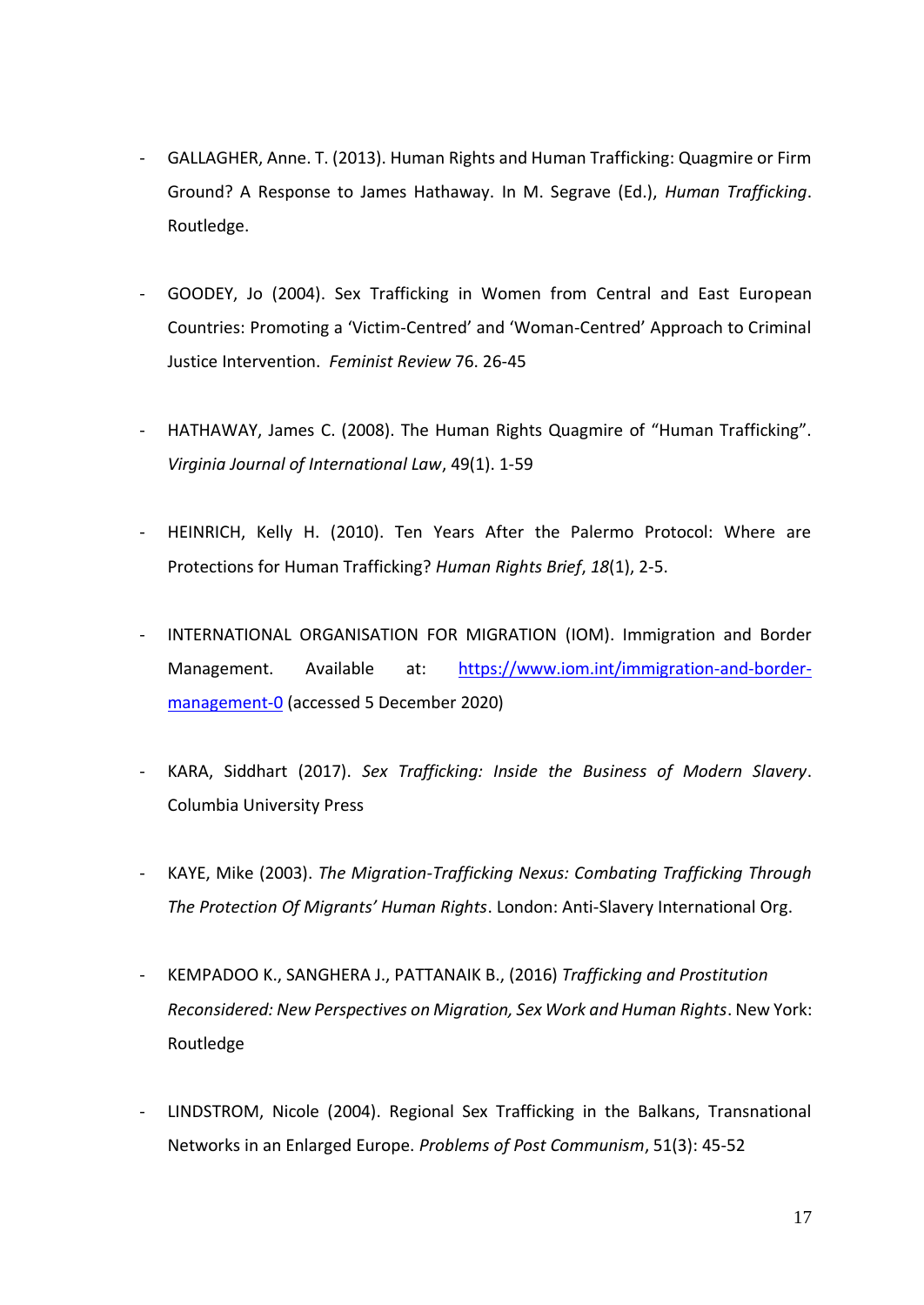- GALLAGHER, Anne. T. (2013). Human Rights and Human Trafficking: Quagmire or Firm Ground? A Response to James Hathaway. In M. Segrave (Ed.), *Human Trafficking*. Routledge.

- GOODEY, Jo (2004). Sex Trafficking in Women from Central and East European Countries: Promoting a 'Victim-Centred' and 'Woman-Centred' Approach to Criminal Justice Intervention. *Feminist Review* 76. 26-45

- HATHAWAY, James C. (2008). The Human Rights Quagmire of "Human Trafficking". *Virginia Journal of International Law*, 49(1). 1-59

- HEINRICH, Kelly H. (2010). Ten Years After the Palermo Protocol: Where are Protections for Human Trafficking? *Human Rights Brief*, *18*(1), 2-5.

- INTERNATIONAL ORGANISATION FOR MIGRATION (IOM). Immigration and Border Management. Available at: [https://www.iom.int/immigration-and-border-management-0](https://www.iom.int/immigration-and-border-management-0) (accessed 5 December 2020)

- KARA, Siddhart (2017). *Sex Trafficking: Inside the Business of Modern Slavery*. Columbia University Press

- KAYE, Mike (2003). *The Migration-Trafficking Nexus: Combating Trafficking Through The Protection Of Migrants' Human Rights*. London: Anti-Slavery International Org.

- KEMPADOO K., SANGHERA J., PATTANAIK B., (2016) *Trafficking and Prostitution Reconsidered: New Perspectives on Migration, Sex Work and Human Rights*. New York: Routledge

- LINDSTROM, Nicole (2004). Regional Sex Trafficking in the Balkans, Transnational Networks in an Enlarged Europe. *Problems of Post Communism*, 51(3): 45-52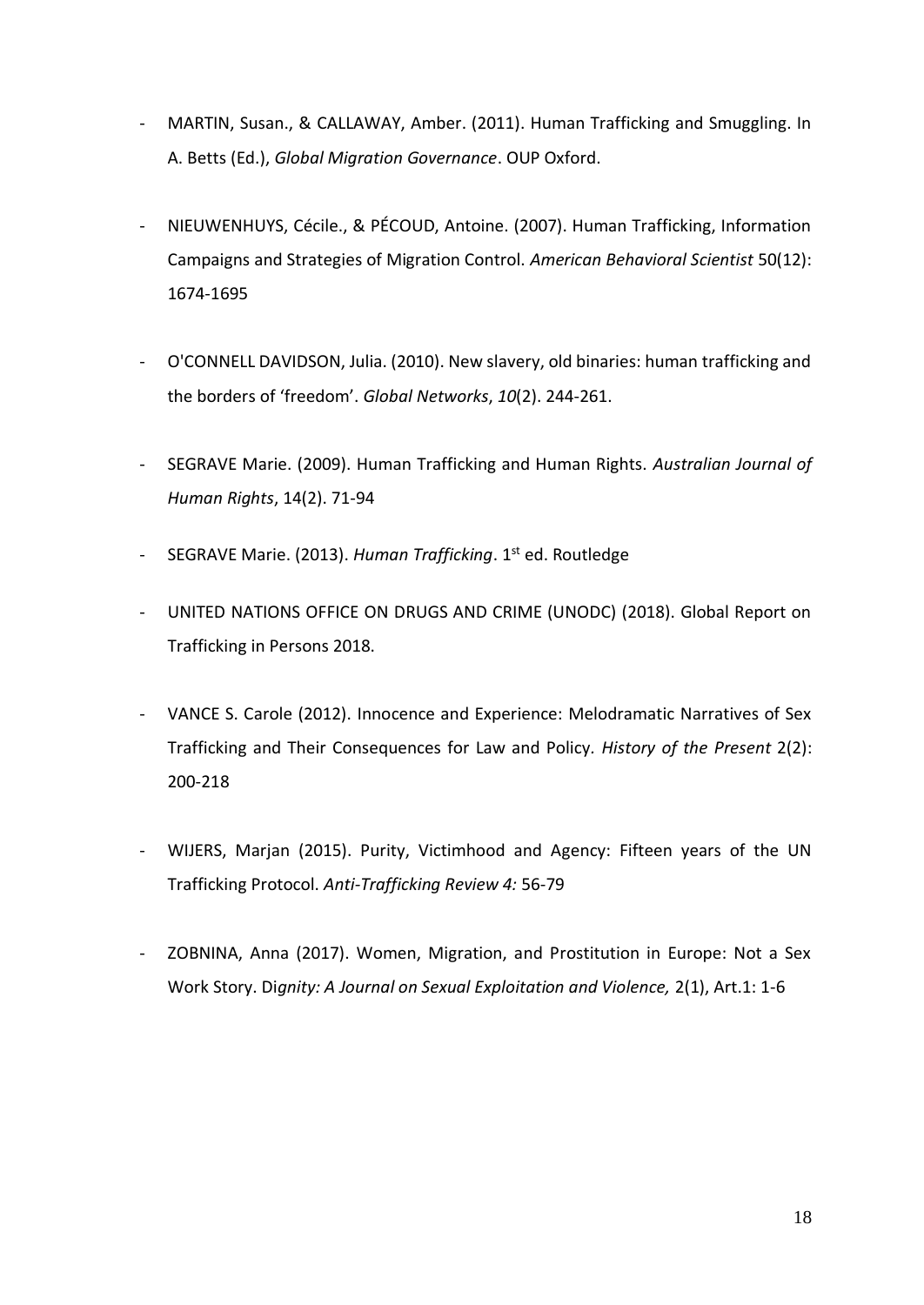- MARTIN, Susan., & CALLAWAY, Amber. (2011). Human Trafficking and Smuggling. In A. Betts (Ed.), *Global Migration Governance*. OUP Oxford.

- NIEUWENHUYS, Cécile., & PÉCOUD, Antoine. (2007). Human Trafficking, Information Campaigns and Strategies of Migration Control. *American Behavioral Scientist* 50(12): 1674-1695

- O'CONNELL DAVIDSON, Julia. (2010). New slavery, old binaries: human trafficking and the borders of 'freedom'. *Global Networks*, *10*(2). 244-261.

- SEGRAVE Marie. (2009). Human Trafficking and Human Rights. *Australian Journal of Human Rights*, 14(2). 71-94

- SEGRAVE Marie. (2013). *Human Trafficking*. 1st ed. Routledge

- UNITED NATIONS OFFICE ON DRUGS AND CRIME (UNODC) (2018). Global Report on Trafficking in Persons 2018.

- VANCE S. Carole (2012). Innocence and Experience: Melodramatic Narratives of Sex Trafficking and Their Consequences for Law and Policy. *History of the Present* 2(2): 200-218

- WIJERS, Marjan (2015). Purity, Victimhood and Agency: Fifteen years of the UN Trafficking Protocol. *Anti-Trafficking Review 4:* 56-79

- ZOBNINA, Anna (2017). Women, Migration, and Prostitution in Europe: Not a Sex Work Story. Di*gnity: A Journal on Sexual Exploitation and Violence,* 2(1), Art.1: 1-6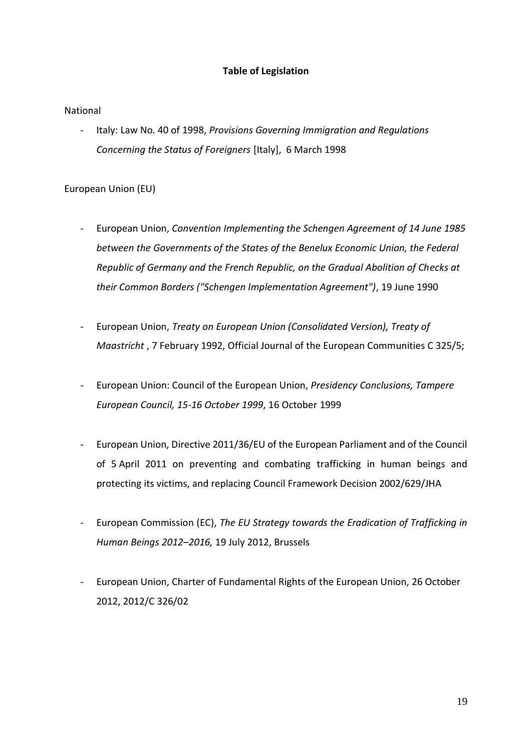## Table of Legislation

National

- Italy: Law No. 40 of 1998, *Provisions Governing Immigration and Regulations Concerning the Status of Foreigners* [Italy], 6 March 1998

European Union (EU)

- European Union, *Convention Implementing the Schengen Agreement of 14 June 1985 between the Governments of the States of the Benelux Economic Union, the Federal Republic of Germany and the French Republic, on the Gradual Abolition of Checks at their Common Borders ("Schengen Implementation Agreement")*, 19 June 1990

- European Union, *Treaty on European Union (Consolidated Version), Treaty of Maastricht* , 7 February 1992, Official Journal of the European Communities C 325/5;

- European Union: Council of the European Union, *Presidency Conclusions, Tampere European Council, 15-16 October 1999*, 16 October 1999

- European Union, Directive 2011/36/EU of the European Parliament and of the Council of 5 April 2011 on preventing and combating trafficking in human beings and protecting its victims, and replacing Council Framework Decision 2002/629/JHA

- European Commission (EC), *The EU Strategy towards the Eradication of Trafficking in Human Beings 2012–2016,* 19 July 2012, Brussels

- European Union, Charter of Fundamental Rights of the European Union, 26 October 2012, 2012/C 326/02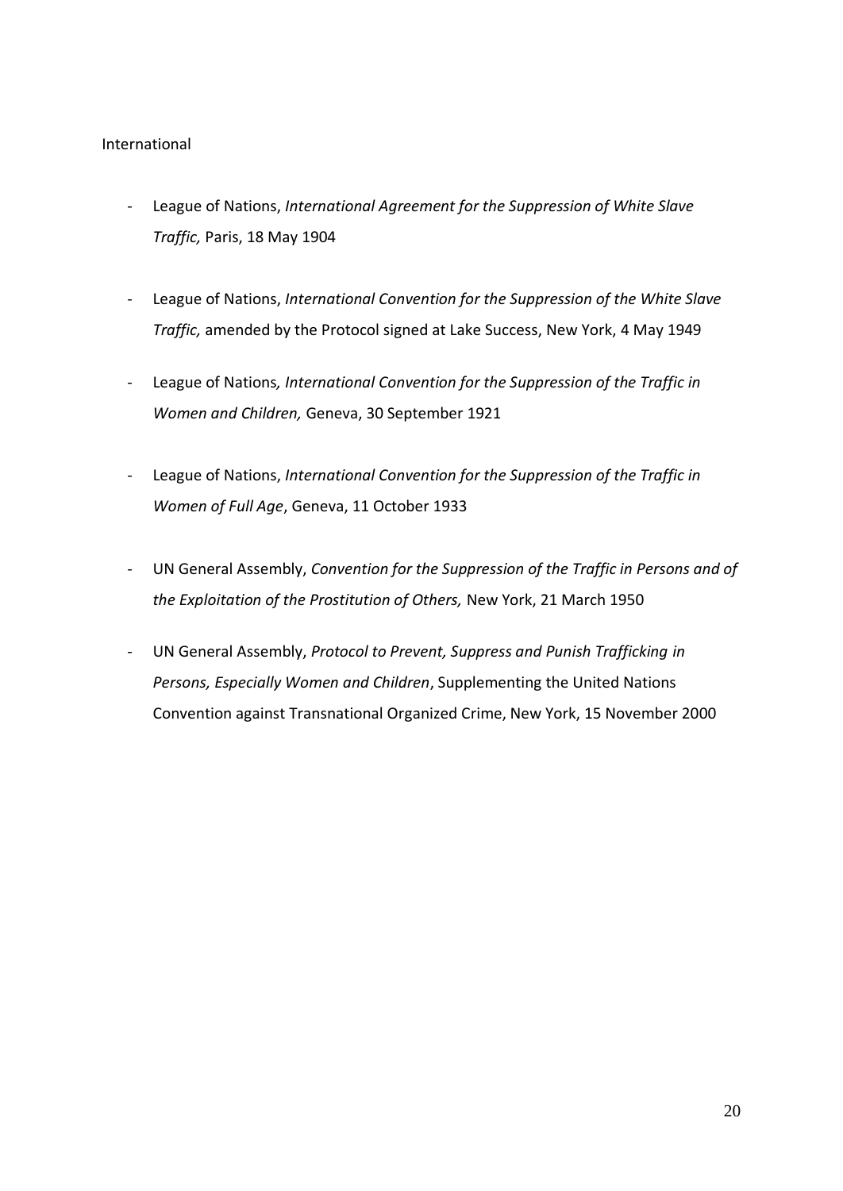International

- League of Nations, *International Agreement for the Suppression of White Slave Traffic,* Paris, 18 May 1904

- League of Nations, *International Convention for the Suppression of the White Slave Traffic,* amended by the Protocol signed at Lake Success, New York, 4 May 1949

- League of Nations*, International Convention for the Suppression of the Traffic in Women and Children,* Geneva, 30 September 1921

- League of Nations, *International Convention for the Suppression of the Traffic in Women of Full Age*, Geneva, 11 October 1933

- UN General Assembly, *Convention for the Suppression of the Traffic in Persons and of the Exploitation of the Prostitution of Others,* New York, 21 March 1950

- UN General Assembly, *Protocol to Prevent, Suppress and Punish Trafficking in Persons, Especially Women and Children*, Supplementing the United Nations Convention against Transnational Organized Crime, New York, 15 November 2000